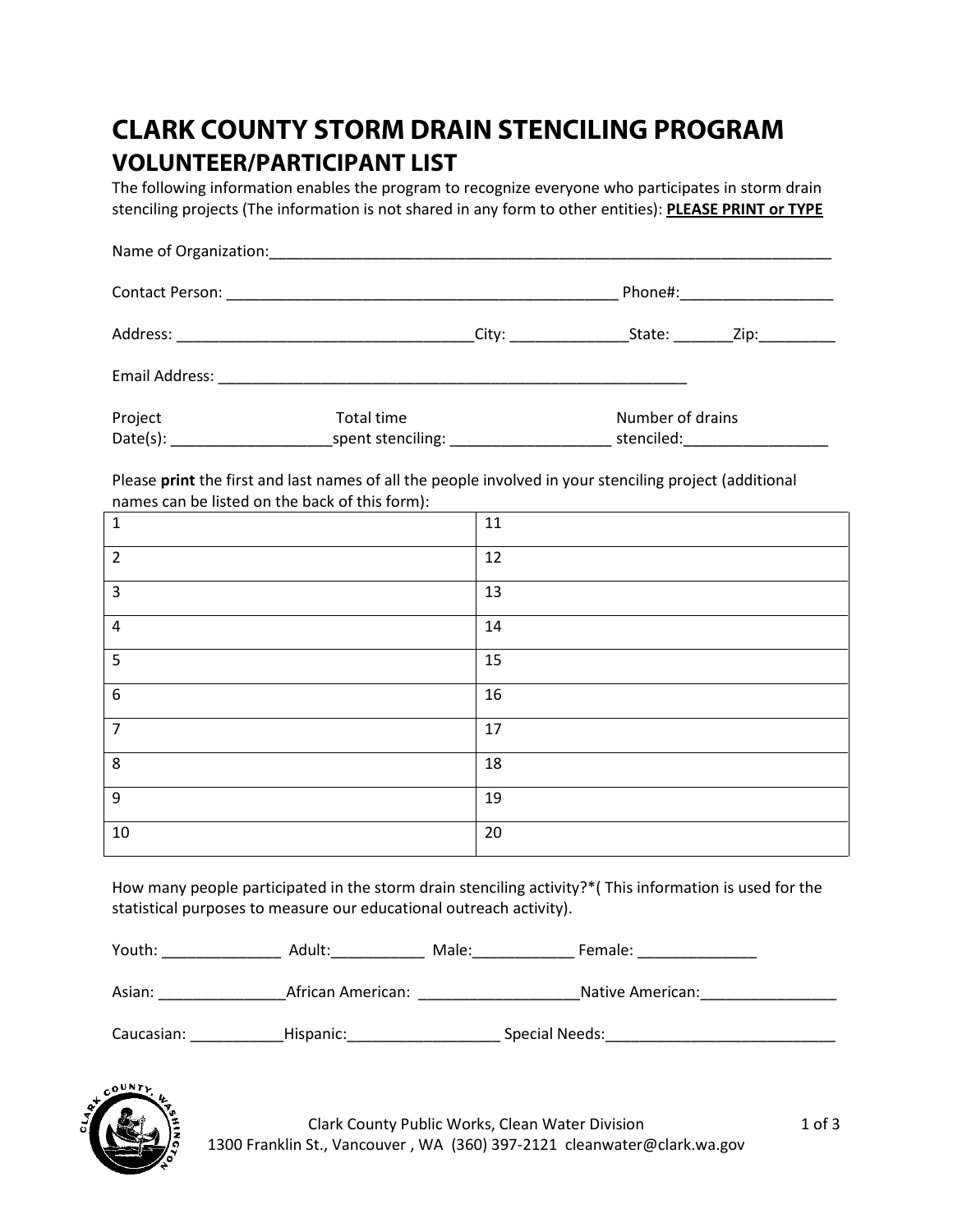# CLARK COUNTY STORM DRAIN STENCILING PROGRAM

## VOLUNTEER/PARTICIPANT LIST

The following information enables the program to recognize everyone who participates in storm drain stenciling projects (The information is not shared in any form to other entities): **PLEASE PRINT or TYPE**

Name of Organization:_______________________________________________________________________

Contact Person: _______________________________________________ Phone#:__________________

Address: ___________________________________City: ______________State: _______Zip:_________

Email Address: _________________________________________________________

Project Date(s): ___________________ Total time spent stenciling: ___________________ Number of drains stenciled:_________________

Please **print** the first and last names of all the people involved in your stenciling project (additional names can be listed on the back of this form):

| | |
|---|---|
| 1 | 11 |
| 2 | 12 |
| 3 | 13 |
| 4 | 14 |
| 5 | 15 |
| 6 | 16 |
| 7 | 17 |
| 8 | 18 |
| 9 | 19 |
| 10 | 20 |

How many people participated in the storm drain stenciling activity?*( This information is used for the statistical purposes to measure our educational outreach activity).

Youth: ______________ Adult:___________ Male:____________ Female: ______________

Asian: _______________African American: ___________________Native American:________________

Caucasian: ___________Hispanic:__________________ Special Needs:___________________________

Clark County Public Works, Clean Water Division
1300 Franklin St., Vancouver , WA (360) 397-2121 cleanwater@clark.wa.gov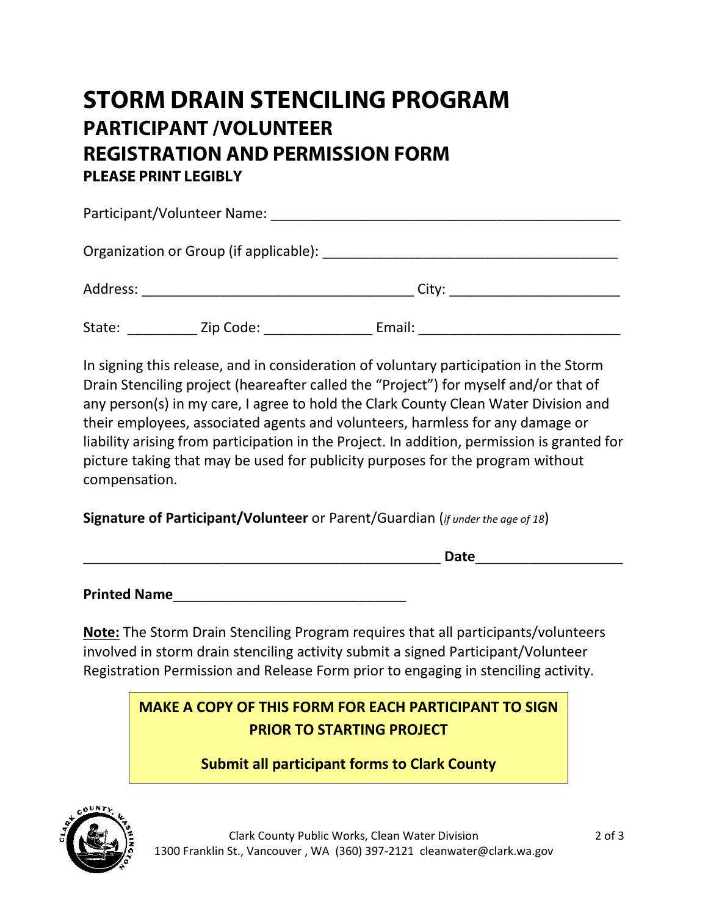# STORM DRAIN STENCILING PROGRAM

## PARTICIPANT /VOLUNTEER

## REGISTRATION AND PERMISSION FORM

### PLEASE PRINT LEGIBLY

Participant/Volunteer Name: _____________________________________________

Organization or Group (if applicable): _____________________________________

Address: ___________________________________ City: _____________________

State: _________ Zip Code: ______________ Email: __________________________

In signing this release, and in consideration of voluntary participation in the Storm Drain Stenciling project (heareafter called the "Project") for myself and/or that of any person(s) in my care, I agree to hold the Clark County Clean Water Division and their employees, associated agents and volunteers, harmless for any damage or liability arising from participation in the Project. In addition, permission is granted for picture taking that may be used for publicity purposes for the program without compensation.

**Signature of Participant/Volunteer** or Parent/Guardian (*if under the age of 18*)

_______________________________________________ **Date**__________________

**Printed Name**______________________________

**Note:** The Storm Drain Stenciling Program requires that all participants/volunteers involved in storm drain stenciling activity submit a signed Participant/Volunteer Registration Permission and Release Form prior to engaging in stenciling activity.

**MAKE A COPY OF THIS FORM FOR EACH PARTICIPANT TO SIGN PRIOR TO STARTING PROJECT**

**Submit all participant forms to Clark County**

Clark County Public Works, Clean Water Division
1300 Franklin St., Vancouver , WA (360) 397-2121 cleanwater@clark.wa.gov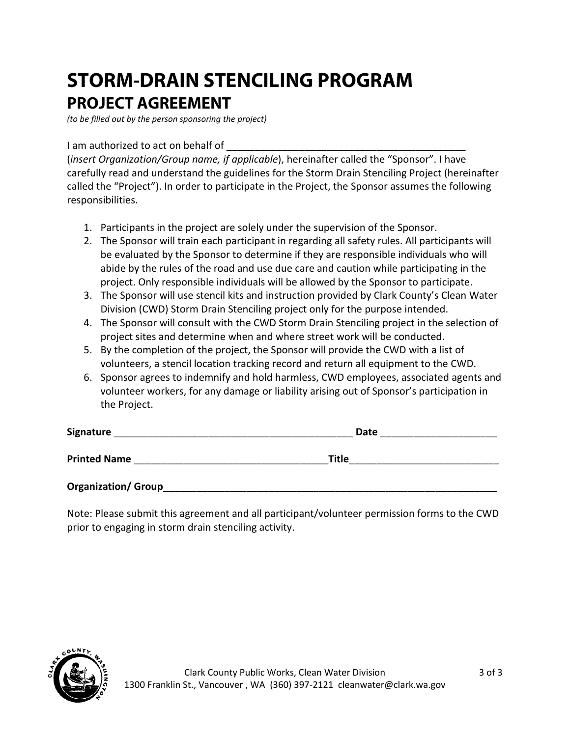# STORM-DRAIN STENCILING PROGRAM

## PROJECT AGREEMENT

*(to be filled out by the person sponsoring the project)*

I am authorized to act on behalf of ___________________________________________ (*insert Organization/Group name, if applicable*), hereinafter called the "Sponsor". I have carefully read and understand the guidelines for the Storm Drain Stenciling Project (hereinafter called the "Project"). In order to participate in the Project, the Sponsor assumes the following responsibilities.

1. Participants in the project are solely under the supervision of the Sponsor.
2. The Sponsor will train each participant in regarding all safety rules. All participants will be evaluated by the Sponsor to determine if they are responsible individuals who will abide by the rules of the road and use due care and caution while participating in the project. Only responsible individuals will be allowed by the Sponsor to participate.
3. The Sponsor will use stencil kits and instruction provided by Clark County's Clean Water Division (CWD) Storm Drain Stenciling project only for the purpose intended.
4. The Sponsor will consult with the CWD Storm Drain Stenciling project in the selection of project sites and determine when and where street work will be conducted.
5. By the completion of the project, the Sponsor will provide the CWD with a list of volunteers, a stencil location tracking record and return all equipment to the CWD.
6. Sponsor agrees to indemnify and hold harmless, CWD employees, associated agents and volunteer workers, for any damage or liability arising out of Sponsor's participation in the Project.

**Signature** ____________________________________________ **Date** ____________________

**Printed Name** ___________________________________**Title**___________________________

**Organization/ Group**______________________________________________________________

Note: Please submit this agreement and all participant/volunteer permission forms to the CWD prior to engaging in storm drain stenciling activity.

Clark County Public Works, Clean Water Division
1300 Franklin St., Vancouver , WA (360) 397-2121 cleanwater@clark.wa.gov